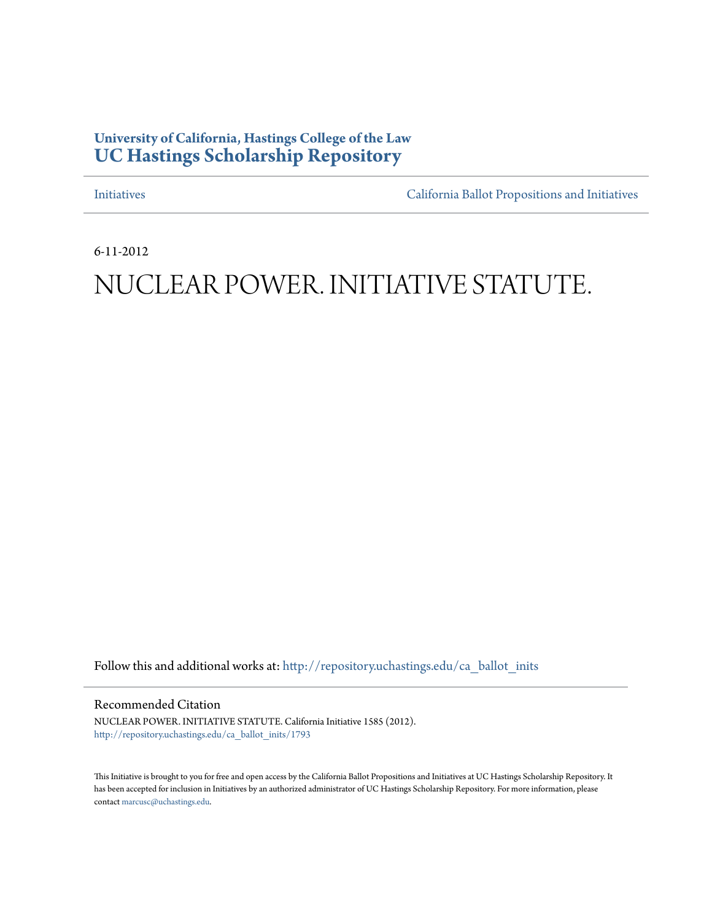**University of California, Hastings College of the Law**
# UC Hastings Scholarship Repository

Initiatives | California Ballot Propositions and Initiatives

6-11-2012

# NUCLEAR POWER. INITIATIVE STATUTE.

Follow this and additional works at: http://repository.uchastings.edu/ca_ballot_inits

## Recommended Citation

NUCLEAR POWER. INITIATIVE STATUTE. California Initiative 1585 (2012).
http://repository.uchastings.edu/ca_ballot_inits/1793

This Initiative is brought to you for free and open access by the California Ballot Propositions and Initiatives at UC Hastings Scholarship Repository. It has been accepted for inclusion in Initiatives by an authorized administrator of UC Hastings Scholarship Repository. For more information, please contact marcusc@uchastings.edu.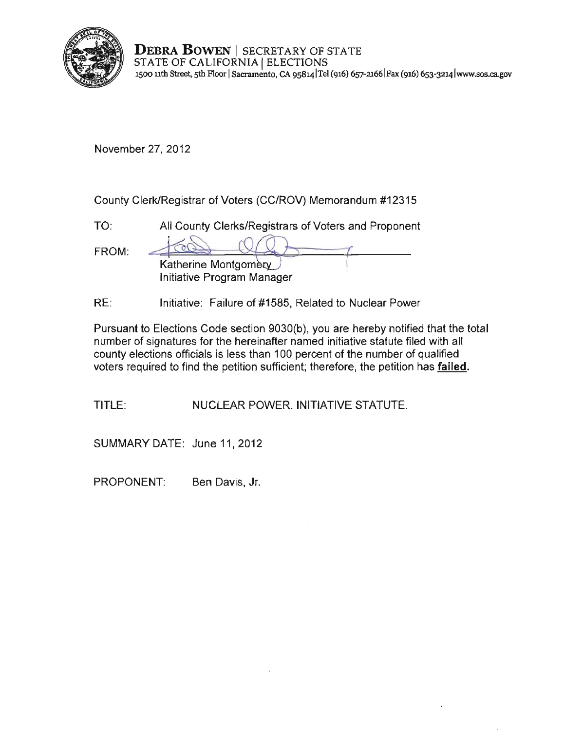**DEBRA BOWEN** | SECRETARY OF STATE
STATE OF CALIFORNIA | ELECTIONS
1500 11th Street, 5th Floor | Sacramento, CA 95814 | Tel (916) 657-2166 | Fax (916) 653-3214 | www.sos.ca.gov

November 27, 2012

County Clerk/Registrar of Voters (CC/ROV) Memorandum #12315

TO: All County Clerks/Registrars of Voters and Proponent

FROM: Katherine Montgomery
Initiative Program Manager

RE: Initiative: Failure of #1585, Related to Nuclear Power

Pursuant to Elections Code section 9030(b), you are hereby notified that the total number of signatures for the hereinafter named initiative statute filed with all county elections officials is less than 100 percent of the number of qualified voters required to find the petition sufficient; therefore, the petition has **failed.**

TITLE: NUCLEAR POWER. INITIATIVE STATUTE.

SUMMARY DATE: June 11, 2012

PROPONENT: Ben Davis, Jr.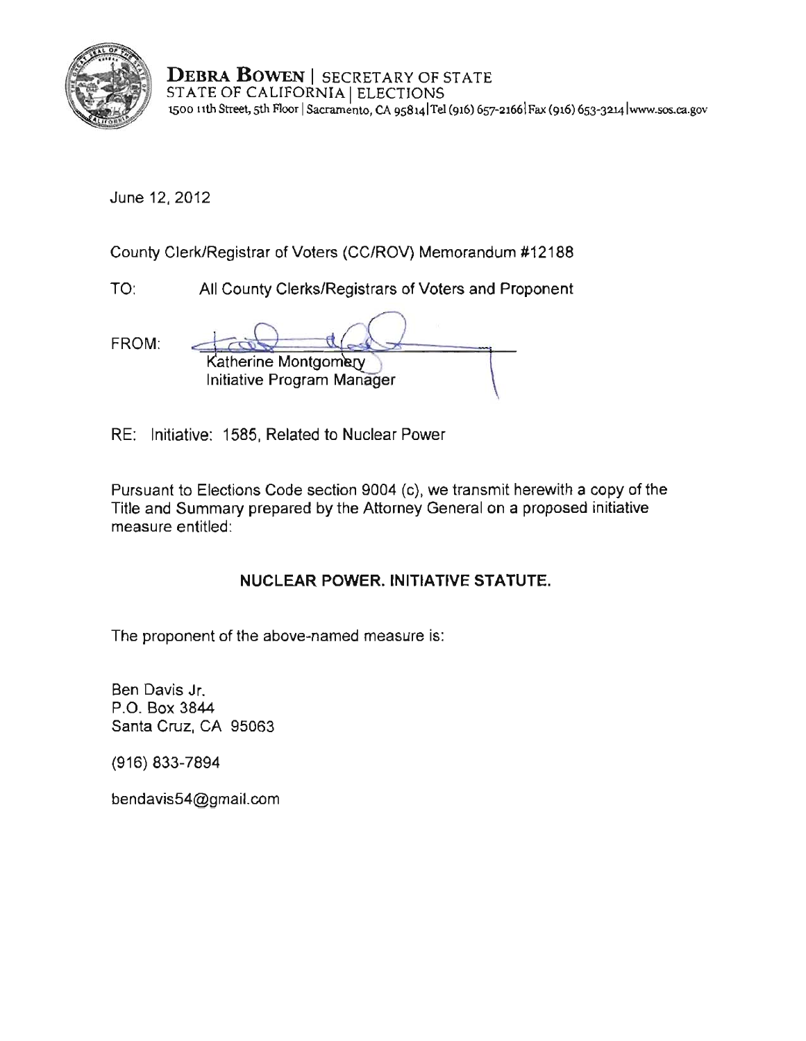**DEBRA BOWEN** | SECRETARY OF STATE
STATE OF CALIFORNIA | ELECTIONS
1500 11th Street, 5th Floor | Sacramento, CA 95814 | Tel (916) 657-2166 | Fax (916) 653-3214 | www.sos.ca.gov

June 12, 2012

County Clerk/Registrar of Voters (CC/ROV) Memorandum #12188

TO: All County Clerks/Registrars of Voters and Proponent

FROM: Katherine Montgomery
Initiative Program Manager

RE: Initiative: 1585, Related to Nuclear Power

Pursuant to Elections Code section 9004 (c), we transmit herewith a copy of the Title and Summary prepared by the Attorney General on a proposed initiative measure entitled:

**NUCLEAR POWER. INITIATIVE STATUTE.**

The proponent of the above-named measure is:

Ben Davis Jr.
P.O. Box 3844
Santa Cruz, CA 95063

(916) 833-7894

bendavis54@gmail.com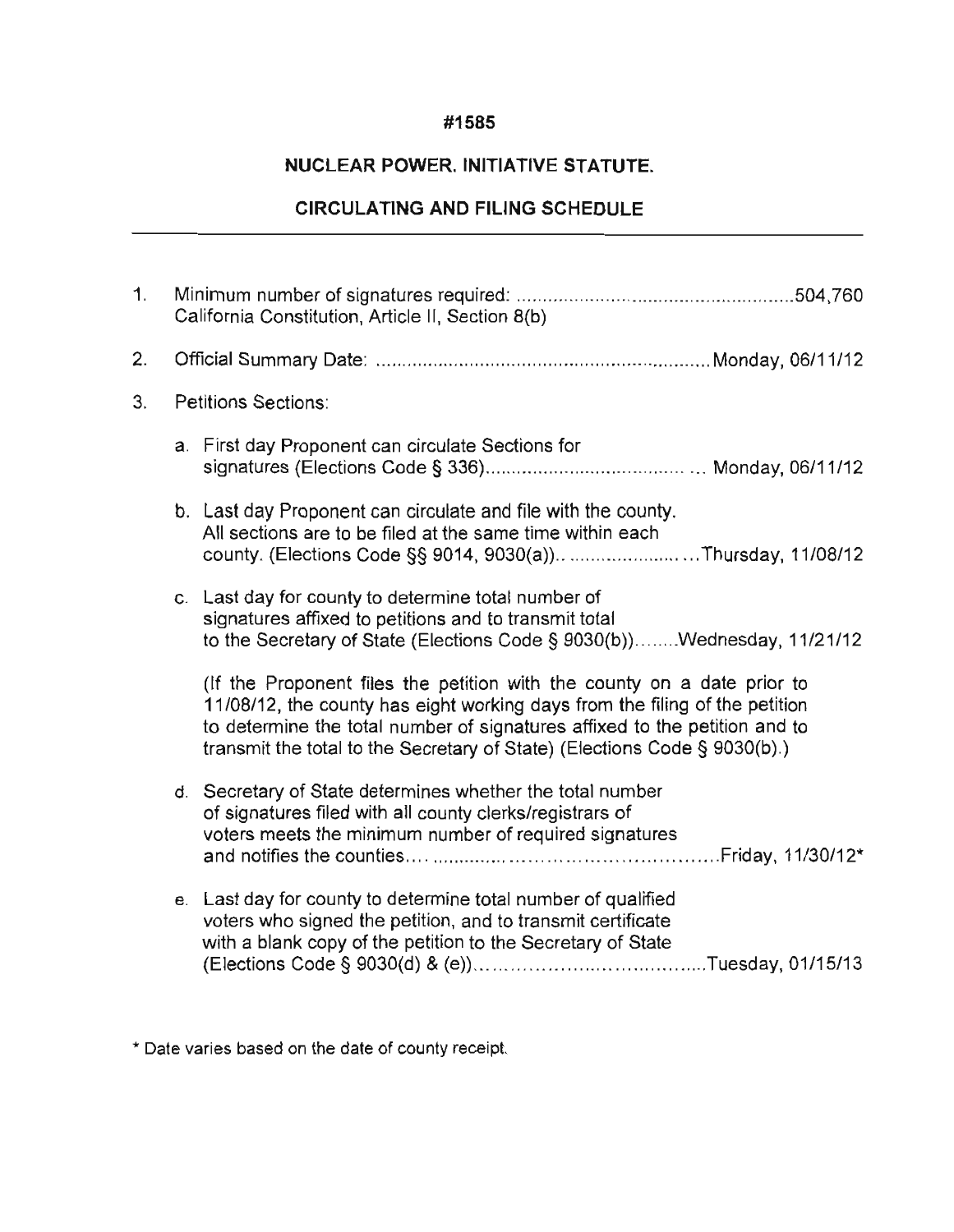**#1585**

**NUCLEAR POWER. INITIATIVE STATUTE.**

**CIRCULATING AND FILING SCHEDULE**

1. Minimum number of signatures required: ................................................ 504,760
   California Constitution, Article II, Section 8(b)

2. Official Summary Date: ............................................................ Monday, 06/11/12

3. Petitions Sections:

   a. First day Proponent can circulate Sections for signatures (Elections Code § 336)...................................... Monday, 06/11/12

   b. Last day Proponent can circulate and file with the county. All sections are to be filed at the same time within each county. (Elections Code §§ 9014, 9030(a)).. ...................... Thursday, 11/08/12

   c. Last day for county to determine total number of signatures affixed to petitions and to transmit total to the Secretary of State (Elections Code § 9030(b))........Wednesday, 11/21/12

      (If the Proponent files the petition with the county on a date prior to 11/08/12, the county has eight working days from the filing of the petition to determine the total number of signatures affixed to the petition and to transmit the total to the Secretary of State) (Elections Code § 9030(b).)

   d. Secretary of State determines whether the total number of signatures filed with all county clerks/registrars of voters meets the minimum number of required signatures and notifies the counties.................................................Friday, 11/30/12*

   e. Last day for county to determine total number of qualified voters who signed the petition, and to transmit certificate with a blank copy of the petition to the Secretary of State (Elections Code § 9030(d) & (e))......................................Tuesday, 01/15/13

\* Date varies based on the date of county receipt.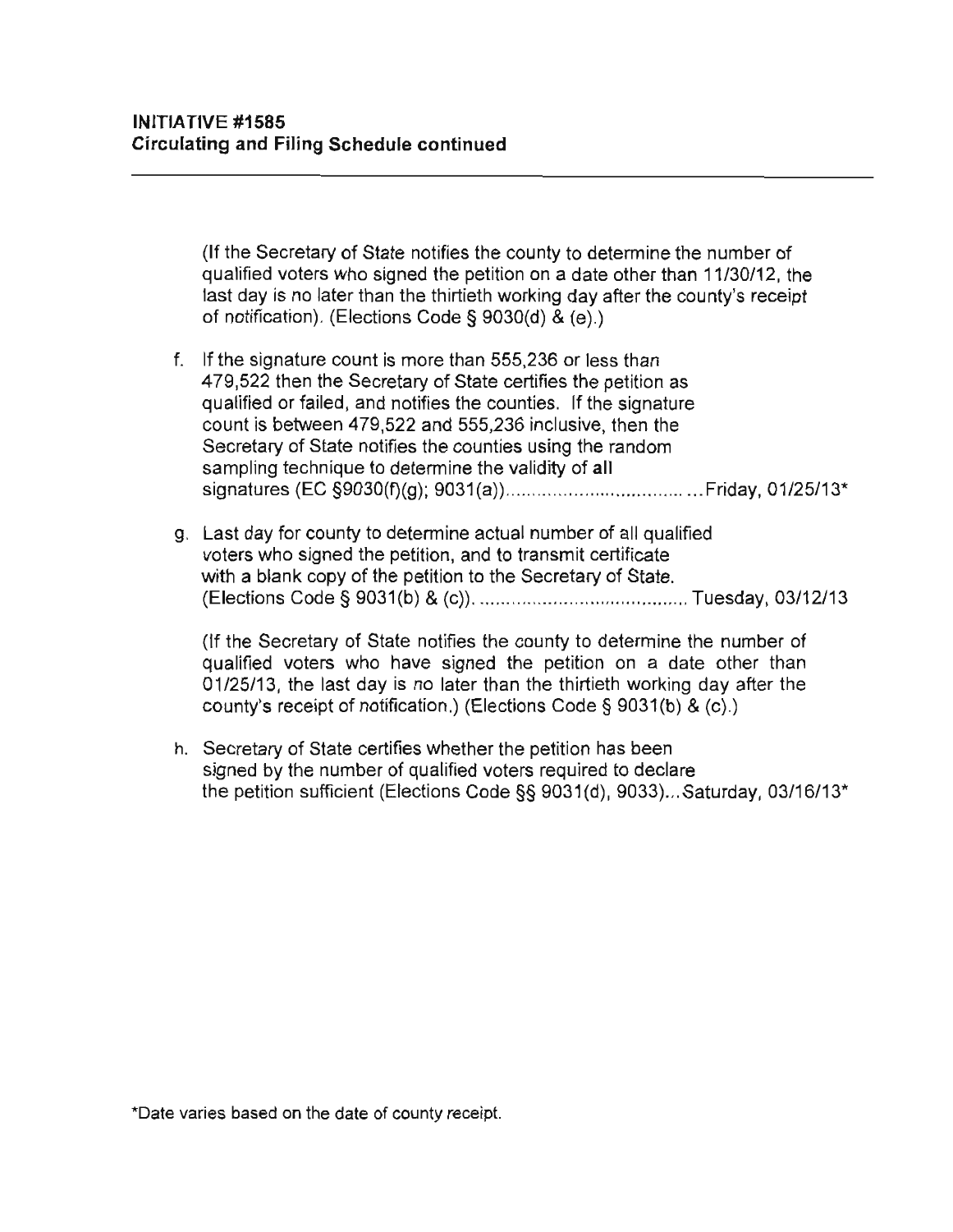**INITIATIVE #1585**
**Circulating and Filing Schedule continued**

---

(If the Secretary of State notifies the county to determine the number of qualified voters who signed the petition on a date other than 11/30/12, the last day is no later than the thirtieth working day after the county's receipt of notification). (Elections Code § 9030(d) & (e).)

f. If the signature count is more than 555,236 or less than 479,522 then the Secretary of State certifies the petition as qualified or failed, and notifies the counties. If the signature count is between 479,522 and 555,236 inclusive, then the Secretary of State notifies the counties using the random sampling technique to determine the validity of **all** signatures (EC §9030(f)(g); 9031(a)).......................................Friday, 01/25/13*

g. Last day for county to determine actual number of all qualified voters who signed the petition, and to transmit certificate with a blank copy of the petition to the Secretary of State. (Elections Code § 9031(b) & (c)). ........................................ Tuesday, 03/12/13

   (If the Secretary of State notifies the county to determine the number of qualified voters who have signed the petition on a date other than 01/25/13, the last day is no later than the thirtieth working day after the county's receipt of notification.) (Elections Code § 9031(b) & (c).)

h. Secretary of State certifies whether the petition has been signed by the number of qualified voters required to declare the petition sufficient (Elections Code §§ 9031(d), 9033)...Saturday, 03/16/13*

*Date varies based on the date of county receipt.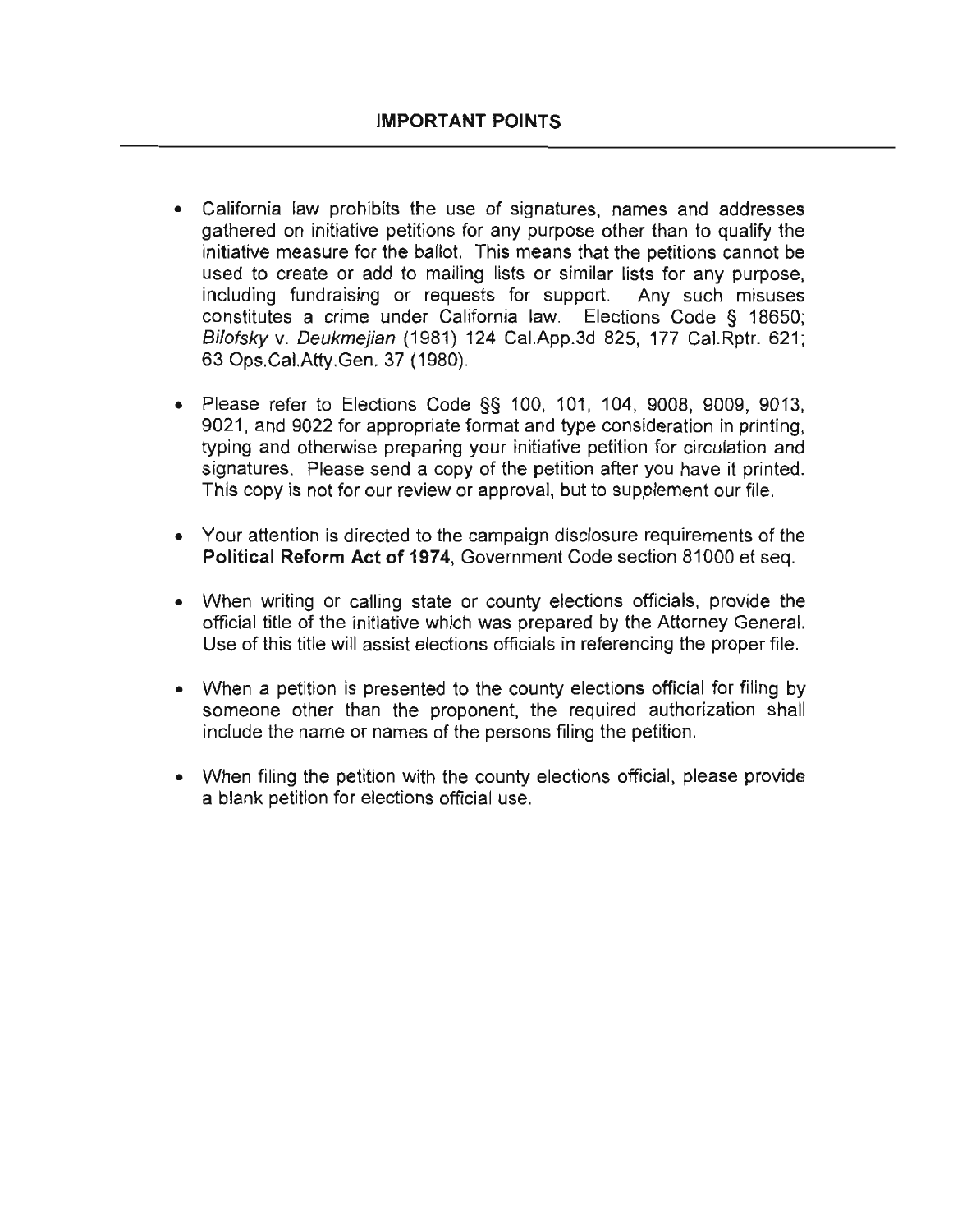## IMPORTANT POINTS

- California law prohibits the use of signatures, names and addresses gathered on initiative petitions for any purpose other than to qualify the initiative measure for the ballot. This means that the petitions cannot be used to create or add to mailing lists or similar lists for any purpose, including fundraising or requests for support. Any such misuses constitutes a crime under California law. Elections Code § 18650; *Bilofsky* v. *Deukmejian* (1981) 124 Cal.App.3d 825, 177 Cal.Rptr. 621; 63 Ops.Cal.Atty.Gen. 37 (1980).

- Please refer to Elections Code §§ 100, 101, 104, 9008, 9009, 9013, 9021, and 9022 for appropriate format and type consideration in printing, typing and otherwise preparing your initiative petition for circulation and signatures. Please send a copy of the petition after you have it printed. This copy is not for our review or approval, but to supplement our file.

- Your attention is directed to the campaign disclosure requirements of the **Political Reform Act of 1974**, Government Code section 81000 et seq.

- When writing or calling state or county elections officials, provide the official title of the initiative which was prepared by the Attorney General. Use of this title will assist elections officials in referencing the proper file.

- When a petition is presented to the county elections official for filing by someone other than the proponent, the required authorization shall include the name or names of the persons filing the petition.

- When filing the petition with the county elections official, please provide a blank petition for elections official use.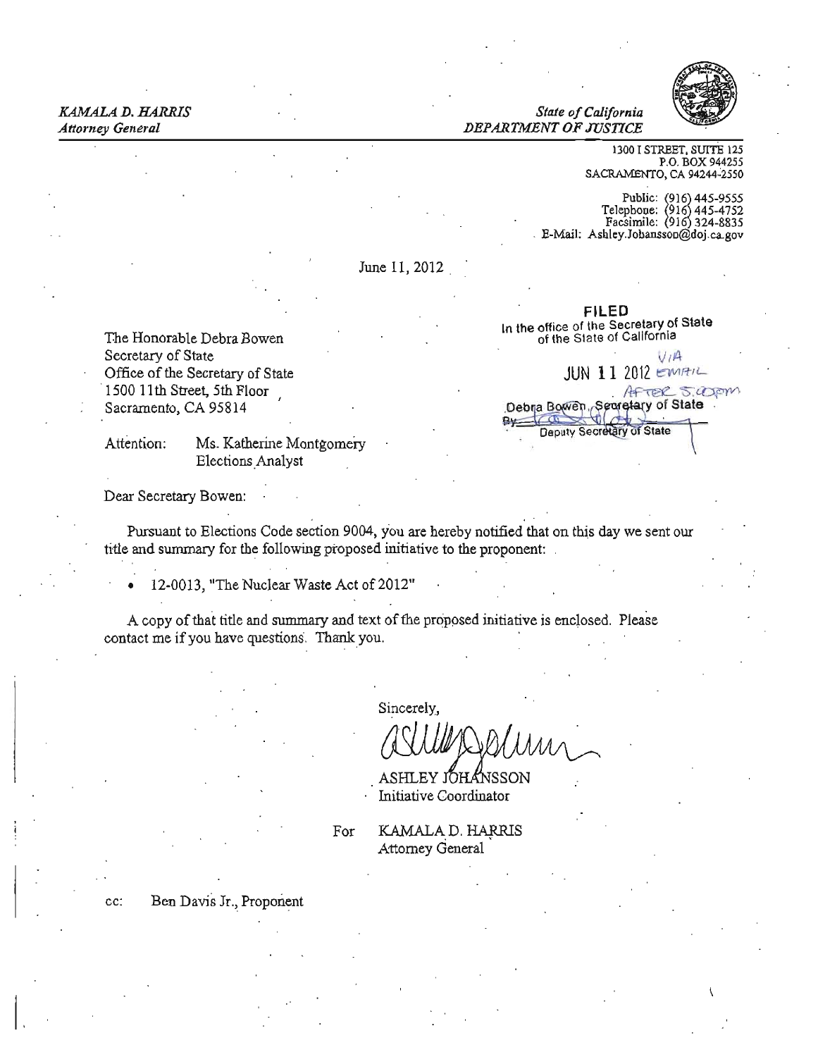*KAMALA D. HARRIS*
*Attorney General*

*State of California*
*DEPARTMENT OF JUSTICE*

1300 I STREET, SUITE 125
P.O. BOX 944255
SACRAMENTO, CA 94244-2550

Public: (916) 445-9555
Telephone: (916) 445-4752
Facsimile: (916) 324-8835
E-Mail: Ashley.Johansson@doj.ca.gov

June 11, 2012

**FILED**
In the office of the Secretary of State
of the State of California
VIA
JUN 11 2012 EMAIL
AFTER 5:00pm
Debra Bowen, Secretary of State
By ______
Deputy Secretary of State

The Honorable Debra Bowen
Secretary of State
Office of the Secretary of State
1500 11th Street, 5th Floor
Sacramento, CA 95814

Attention: Ms. Katherine Montgomery
Elections Analyst

Dear Secretary Bowen:

Pursuant to Elections Code section 9004, you are hereby notified that on this day we sent our title and summary for the following proposed initiative to the proponent:

- 12-0013, "The Nuclear Waste Act of 2012"

A copy of that title and summary and text of the proposed initiative is enclosed. Please contact me if you have questions. Thank you.

Sincerely,

ASHLEY JOHANSSON
Initiative Coordinator

For KAMALA D. HARRIS
Attorney General

cc: Ben Davis Jr., Proponent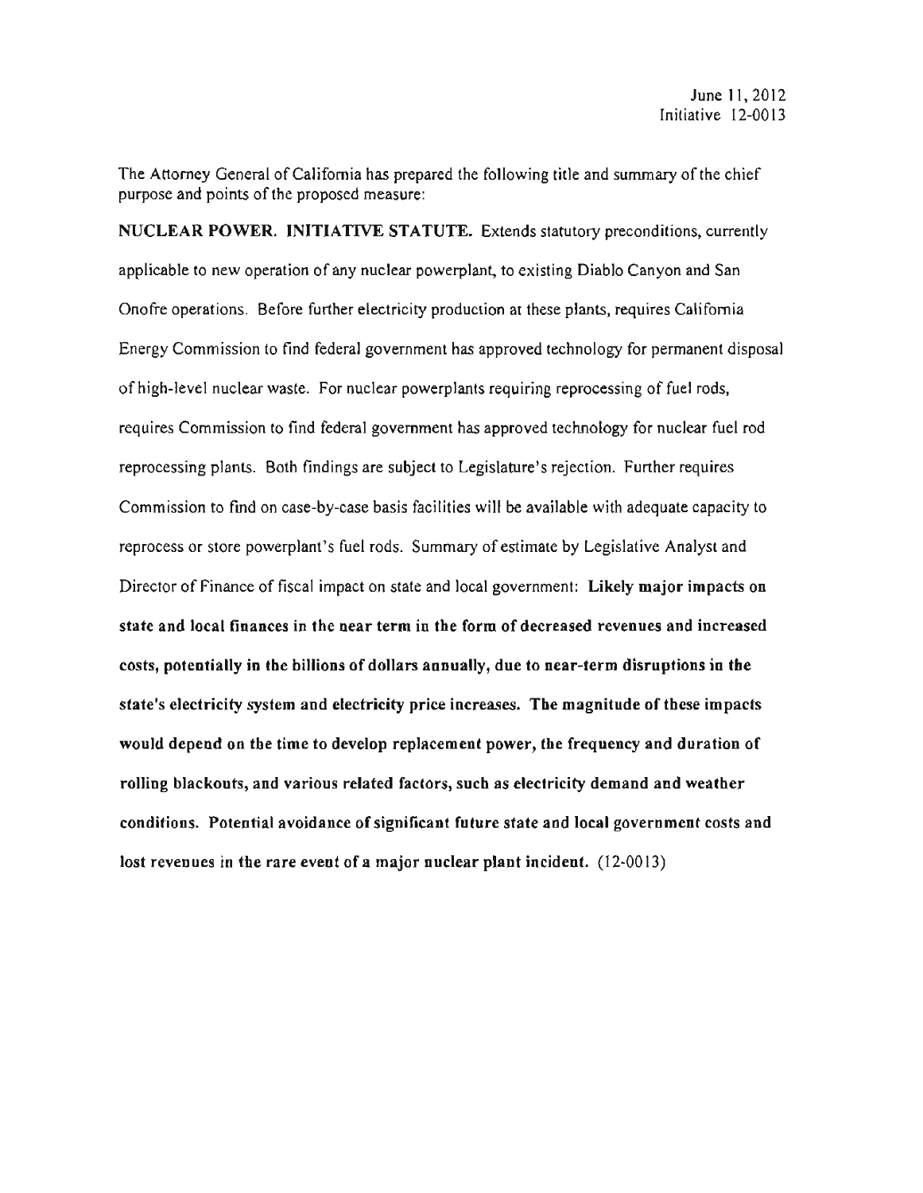June 11, 2012
Initiative 12-0013

The Attorney General of California has prepared the following title and summary of the chief purpose and points of the proposed measure:

**NUCLEAR POWER. INITIATIVE STATUTE.** Extends statutory preconditions, currently applicable to new operation of any nuclear powerplant, to existing Diablo Canyon and San Onofre operations. Before further electricity production at these plants, requires California Energy Commission to find federal government has approved technology for permanent disposal of high-level nuclear waste. For nuclear powerplants requiring reprocessing of fuel rods, requires Commission to find federal government has approved technology for nuclear fuel rod reprocessing plants. Both findings are subject to Legislature's rejection. Further requires Commission to find on case-by-case basis facilities will be available with adequate capacity to reprocess or store powerplant's fuel rods. Summary of estimate by Legislative Analyst and Director of Finance of fiscal impact on state and local government: **Likely major impacts on state and local finances in the near term in the form of decreased revenues and increased costs, potentially in the billions of dollars annually, due to near-term disruptions in the state's electricity system and electricity price increases. The magnitude of these impacts would depend on the time to develop replacement power, the frequency and duration of rolling blackouts, and various related factors, such as electricity demand and weather conditions. Potential avoidance of significant future state and local government costs and lost revenues in the rare event of a major nuclear plant incident.** (12-0013)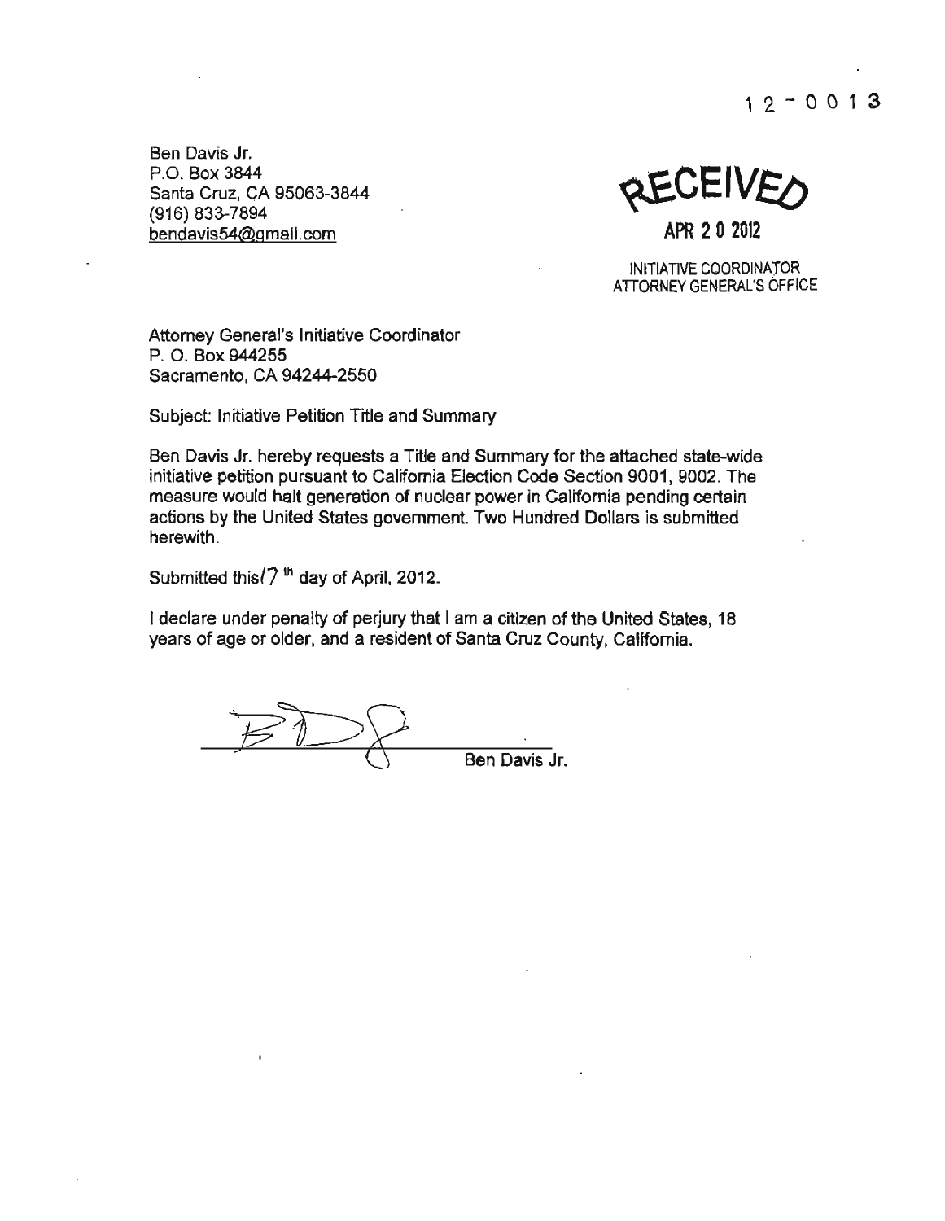12-0013

Ben Davis Jr.
P.O. Box 3844
Santa Cruz, CA 95063-3844
(916) 833-7894
bendavis54@gmail.com

RECEIVED

APR 20 2012

INITIATIVE COORDINATOR
ATTORNEY GENERAL'S OFFICE

Attorney General's Initiative Coordinator
P. O. Box 944255
Sacramento, CA 94244-2550

Subject: Initiative Petition Title and Summary

Ben Davis Jr. hereby requests a Title and Summary for the attached state-wide initiative petition pursuant to California Election Code Section 9001, 9002. The measure would halt generation of nuclear power in California pending certain actions by the United States government. Two Hundred Dollars is submitted herewith.

Submitted this 17th day of April, 2012.

I declare under penalty of perjury that I am a citizen of the United States, 18 years of age or older, and a resident of Santa Cruz County, California.

Ben Davis Jr.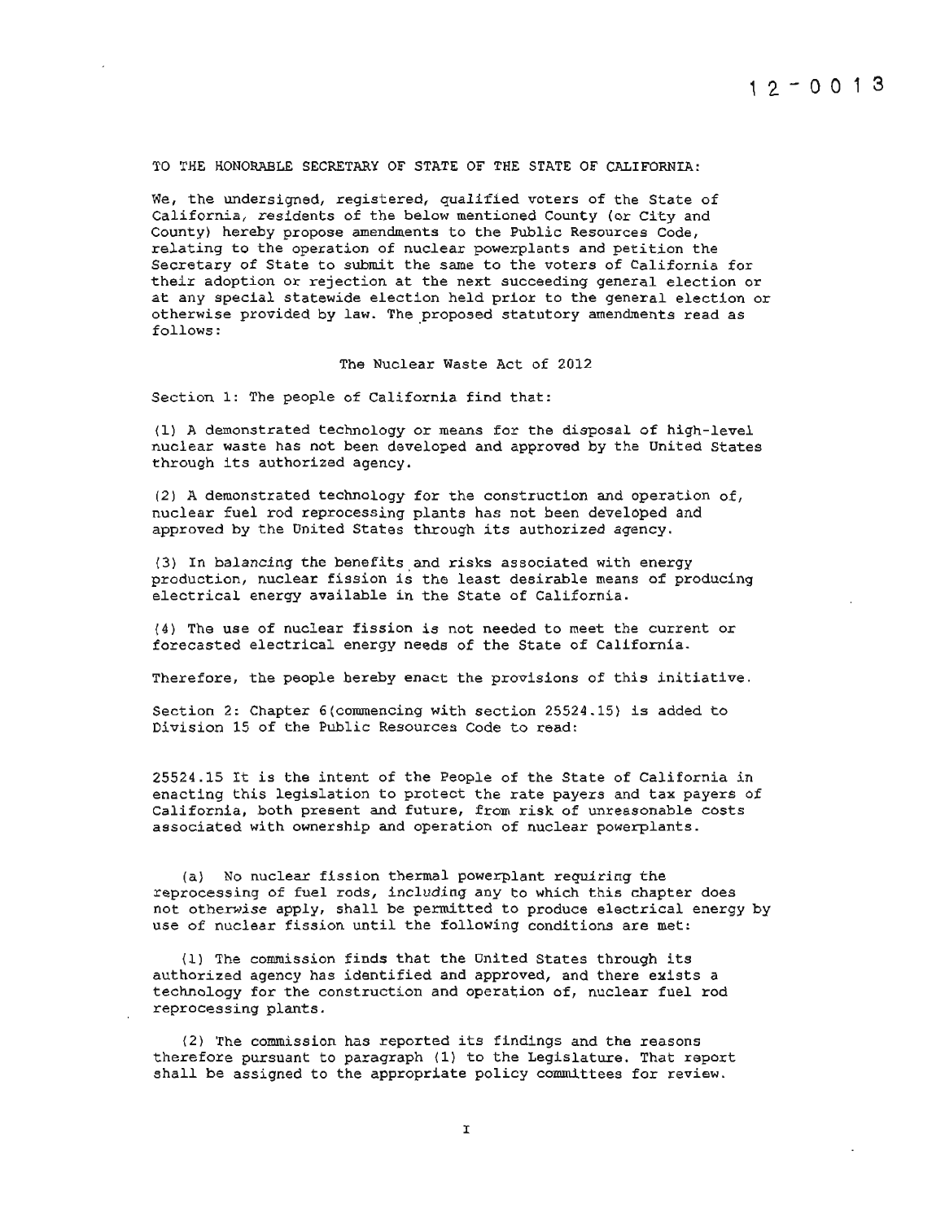12-0013

TO THE HONORABLE SECRETARY OF STATE OF THE STATE OF CALIFORNIA:

We, the undersigned, registered, qualified voters of the State of California, residents of the below mentioned County (or City and County) hereby propose amendments to the Public Resources Code, relating to the operation of nuclear powerplants and petition the Secretary of State to submit the same to the voters of California for their adoption or rejection at the next succeeding general election or at any special statewide election held prior to the general election or otherwise provided by law. The proposed statutory amendments read as follows:

The Nuclear Waste Act of 2012

Section 1: The people of California find that:

(1) A demonstrated technology or means for the disposal of high-level nuclear waste has not been developed and approved by the United States through its authorized agency.

(2) A demonstrated technology for the construction and operation of, nuclear fuel rod reprocessing plants has not been developed and approved by the United States through its authorized agency.

(3) In balancing the benefits and risks associated with energy production, nuclear fission is the least desirable means of producing electrical energy available in the State of California.

(4) The use of nuclear fission is not needed to meet the current or forecasted electrical energy needs of the State of California.

Therefore, the people hereby enact the provisions of this initiative.

Section 2: Chapter 6(commencing with section 25524.15) is added to Division 15 of the Public Resources Code to read:

25524.15 It is the intent of the People of the State of California in enacting this legislation to protect the rate payers and tax payers of California, both present and future, from risk of unreasonable costs associated with ownership and operation of nuclear powerplants.

(a) No nuclear fission thermal powerplant requiring the reprocessing of fuel rods, including any to which this chapter does not otherwise apply, shall be permitted to produce electrical energy by use of nuclear fission until the following conditions are met:

(1) The commission finds that the United States through its authorized agency has identified and approved, and there exists a technology for the construction and operation of, nuclear fuel rod reprocessing plants.

(2) The commission has reported its findings and the reasons therefore pursuant to paragraph (1) to the Legislature. That report shall be assigned to the appropriate policy committees for review.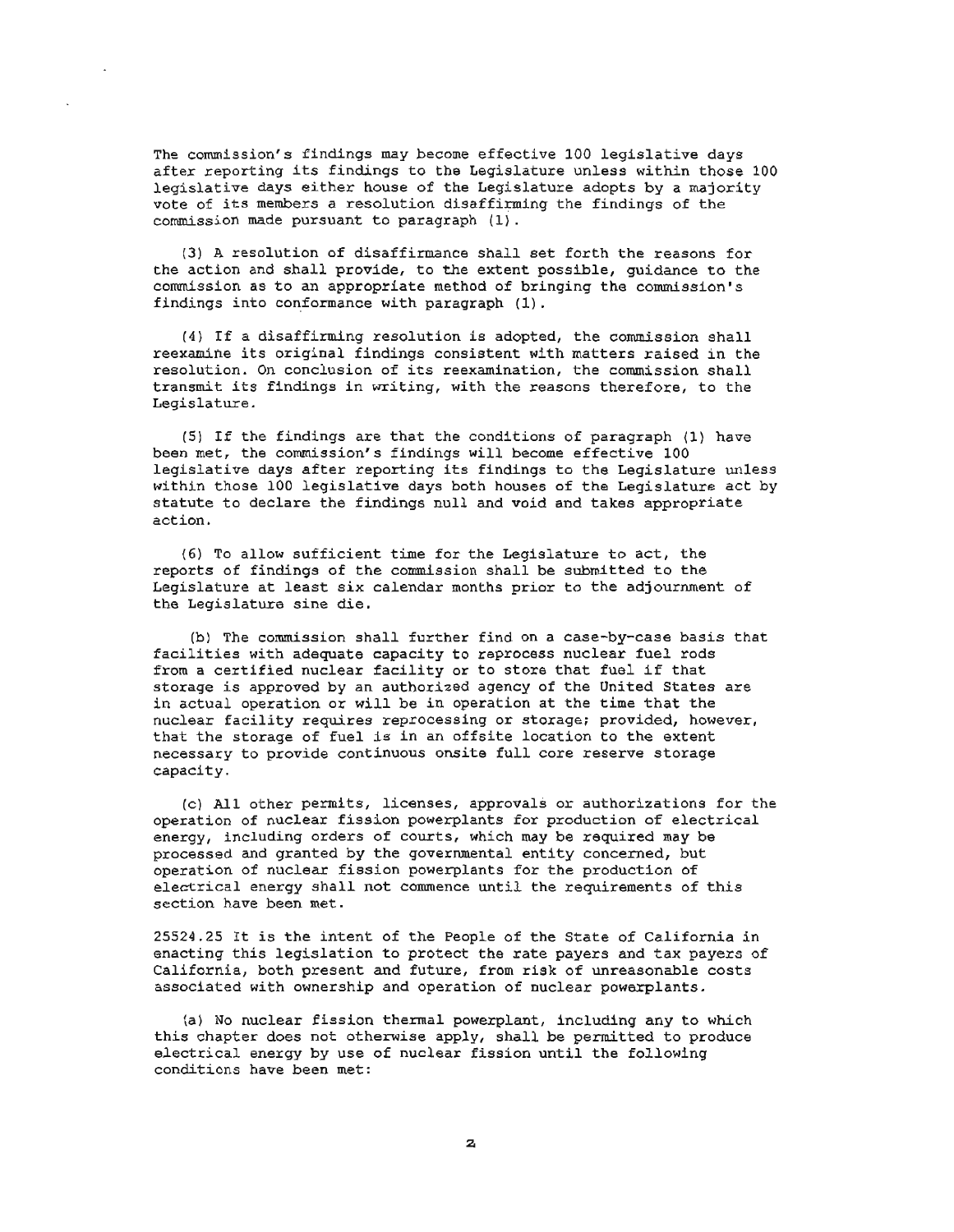The commission's findings may become effective 100 legislative days after reporting its findings to the Legislature unless within those 100 legislative days either house of the Legislature adopts by a majority vote of its members a resolution disaffirming the findings of the commission made pursuant to paragraph (1).

(3) A resolution of disaffirmance shall set forth the reasons for the action and shall provide, to the extent possible, guidance to the commission as to an appropriate method of bringing the commission's findings into conformance with paragraph (1).

(4) If a disaffirming resolution is adopted, the commission shall reexamine its original findings consistent with matters raised in the resolution. On conclusion of its reexamination, the commission shall transmit its findings in writing, with the reasons therefore, to the Legislature.

(5) If the findings are that the conditions of paragraph (1) have been met, the commission's findings will become effective 100 legislative days after reporting its findings to the Legislature unless within those 100 legislative days both houses of the Legislature act by statute to declare the findings null and void and takes appropriate action.

(6) To allow sufficient time for the Legislature to act, the reports of findings of the commission shall be submitted to the Legislature at least six calendar months prior to the adjournment of the Legislature sine die.

(b) The commission shall further find on a case-by-case basis that facilities with adequate capacity to reprocess nuclear fuel rods from a certified nuclear facility or to store that fuel if that storage is approved by an authorized agency of the United States are in actual operation or will be in operation at the time that the nuclear facility requires reprocessing or storage; provided, however, that the storage of fuel is in an offsite location to the extent necessary to provide continuous onsite full core reserve storage capacity.

(c) All other permits, licenses, approvals or authorizations for the operation of nuclear fission powerplants for production of electrical energy, including orders of courts, which may be required may be processed and granted by the governmental entity concerned, but operation of nuclear fission powerplants for the production of electrical energy shall not commence until the requirements of this section have been met.

25524.25 It is the intent of the People of the State of California in enacting this legislation to protect the rate payers and tax payers of California, both present and future, from risk of unreasonable costs associated with ownership and operation of nuclear powerplants.

(a) No nuclear fission thermal powerplant, including any to which this chapter does not otherwise apply, shall be permitted to produce electrical energy by use of nuclear fission until the following conditions have been met: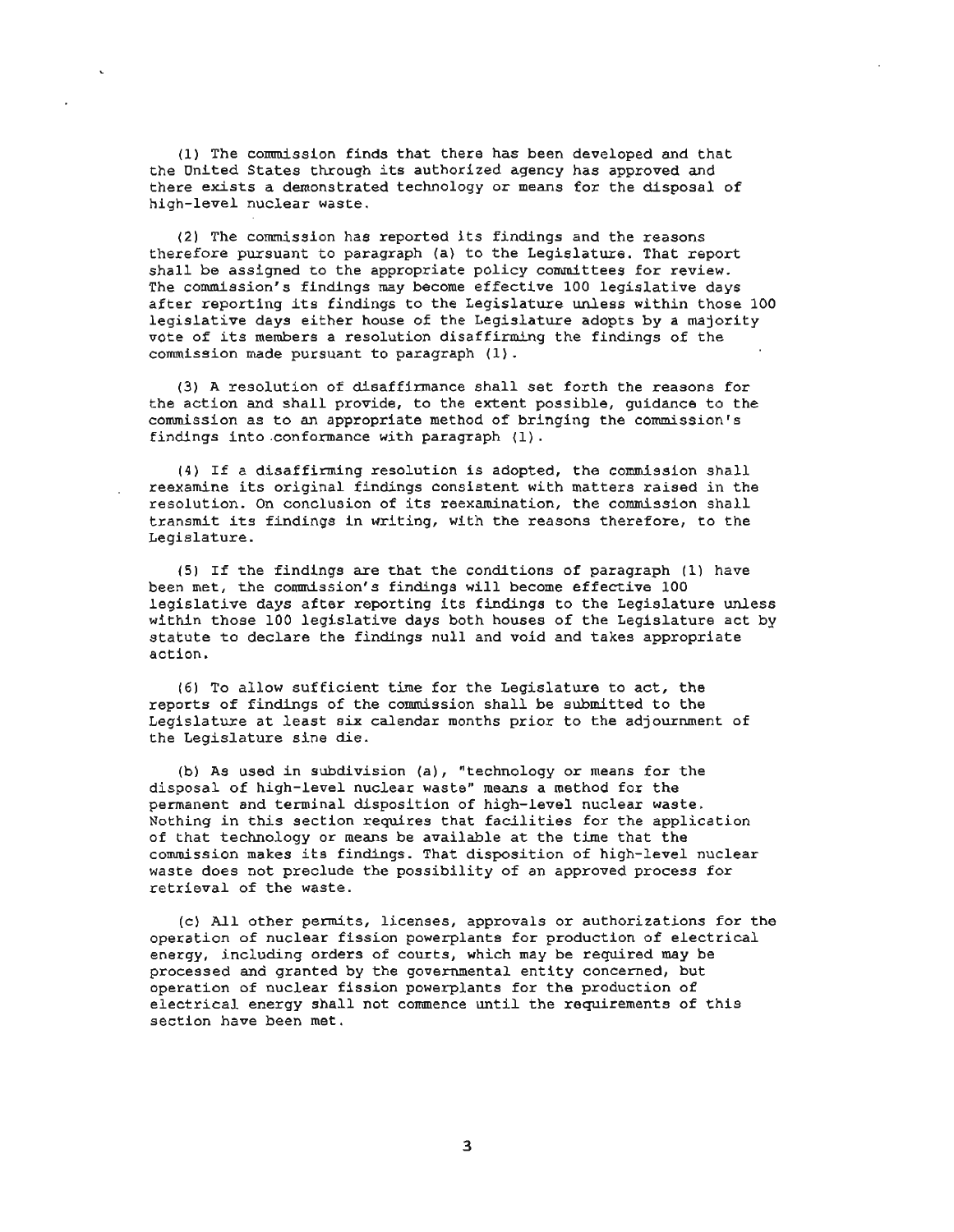(1) The commission finds that there has been developed and that the United States through its authorized agency has approved and there exists a demonstrated technology or means for the disposal of high-level nuclear waste.

(2) The commission has reported its findings and the reasons therefore pursuant to paragraph (a) to the Legislature. That report shall be assigned to the appropriate policy committees for review. The commission's findings may become effective 100 legislative days after reporting its findings to the Legislature unless within those 100 legislative days either house of the Legislature adopts by a majority vote of its members a resolution disaffirming the findings of the commission made pursuant to paragraph (1).

(3) A resolution of disaffirmance shall set forth the reasons for the action and shall provide, to the extent possible, guidance to the commission as to an appropriate method of bringing the commission's findings into conformance with paragraph (1).

(4) If a disaffirming resolution is adopted, the commission shall reexamine its original findings consistent with matters raised in the resolution. On conclusion of its reexamination, the commission shall transmit its findings in writing, with the reasons therefore, to the Legislature.

(5) If the findings are that the conditions of paragraph (1) have been met, the commission's findings will become effective 100 legislative days after reporting its findings to the Legislature unless within those 100 legislative days both houses of the Legislature act by statute to declare the findings null and void and takes appropriate action.

(6) To allow sufficient time for the Legislature to act, the reports of findings of the commission shall be submitted to the Legislature at least six calendar months prior to the adjournment of the Legislature sine die.

(b) As used in subdivision (a), "technology or means for the disposal of high-level nuclear waste" means a method for the permanent and terminal disposition of high-level nuclear waste. Nothing in this section requires that facilities for the application of that technology or means be available at the time that the commission makes its findings. That disposition of high-level nuclear waste does not preclude the possibility of an approved process for retrieval of the waste.

(c) All other permits, licenses, approvals or authorizations for the operation of nuclear fission powerplants for production of electrical energy, including orders of courts, which may be required may be processed and granted by the governmental entity concerned, but operation of nuclear fission powerplants for the production of electrical energy shall not commence until the requirements of this section have been met.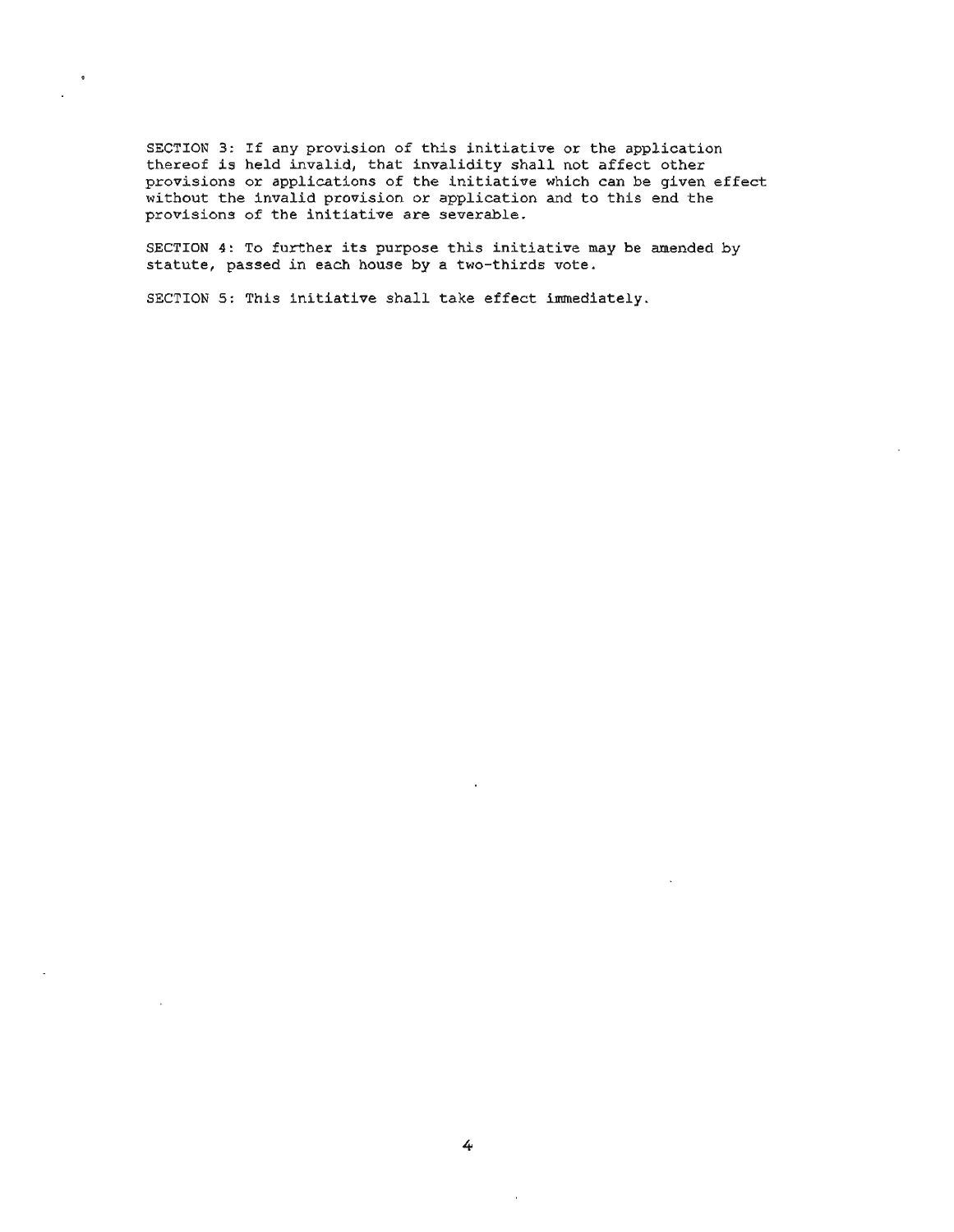SECTION 3: If any provision of this initiative or the application thereof is held invalid, that invalidity shall not affect other provisions or applications of the initiative which can be given effect without the invalid provision or application and to this end the provisions of the initiative are severable.

SECTION 4: To further its purpose this initiative may be amended by statute, passed in each house by a two-thirds vote.

SECTION 5: This initiative shall take effect immediately.